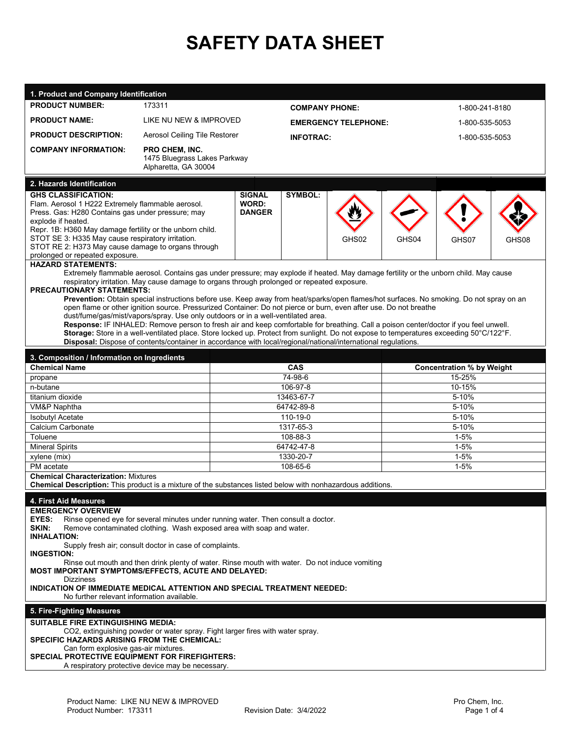# SAFETY DATA SHEET

## 1. Product and Company Identification

| | | | |
|---|---|---|---|
| **PRODUCT NUMBER:** | 173311 | **COMPANY PHONE:** | 1-800-241-8180 |
| **PRODUCT NAME:** | LIKE NU NEW & IMPROVED | **EMERGENCY TELEPHONE:** | 1-800-535-5053 |
| **PRODUCT DESCRIPTION:** | Aerosol Ceiling Tile Restorer | **INFOTRAC:** | 1-800-535-5053 |
| **COMPANY INFORMATION:** | **PRO CHEM, INC.** 1475 Bluegrass Lakes Parkway Alpharetta, GA 30004 | | |

## 2. Hazards Identification

**GHS CLASSIFICATION:**
Flam. Aerosol 1 H222 Extremely flammable aerosol.
Press. Gas: H280 Contains gas under pressure; may explode if heated.
Repr. 1B: H360 May damage fertility or the unborn child.
STOT SE 3: H335 May cause respiratory irritation.
STOT RE 2: H373 May cause damage to organs through prolonged or repeated exposure.

**SIGNAL WORD: DANGER**

**SYMBOL:** GHS02, GHS04, GHS07, GHS08

**HAZARD STATEMENTS:**

Extremely flammable aerosol. Contains gas under pressure; may explode if heated. May damage fertility or the unborn child. May cause respiratory irritation. May cause damage to organs through prolonged or repeated exposure.

**PRECAUTIONARY STATEMENTS:**

**Prevention:** Obtain special instructions before use. Keep away from heat/sparks/open flames/hot surfaces. No smoking. Do not spray on an open flame or other ignition source. Pressurized Container: Do not pierce or burn, even after use. Do not breathe dust/fume/gas/mist/vapors/spray. Use only outdoors or in a well-ventilated area.

**Response:** IF INHALED: Remove person to fresh air and keep comfortable for breathing. Call a poison center/doctor if you feel unwell.

**Storage:** Store in a well-ventilated place. Store locked up. Protect from sunlight. Do not expose to temperatures exceeding 50°C/122°F.

**Disposal:** Dispose of contents/container in accordance with local/regional/national/international regulations.

## 3. Composition / Information on Ingredients

| Chemical Name | CAS | Concentration % by Weight |
|---|---|---|
| propane | 74-98-6 | 15-25% |
| n-butane | 106-97-8 | 10-15% |
| titanium dioxide | 13463-67-7 | 5-10% |
| VM&P Naphtha | 64742-89-8 | 5-10% |
| Isobutyl Acetate | 110-19-0 | 5-10% |
| Calcium Carbonate | 1317-65-3 | 5-10% |
| Toluene | 108-88-3 | 1-5% |
| Mineral Spirits | 64742-47-8 | 1-5% |
| xylene (mix) | 1330-20-7 | 1-5% |
| PM acetate | 108-65-6 | 1-5% |

**Chemical Characterization:** Mixtures
**Chemical Description:** This product is a mixture of the substances listed below with nonhazardous additions.

## 4. First Aid Measures

**EMERGENCY OVERVIEW**

**EYES:** Rinse opened eye for several minutes under running water. Then consult a doctor.

**SKIN:** Remove contaminated clothing. Wash exposed area with soap and water.

**INHALATION:**

Supply fresh air; consult doctor in case of complaints.

**INGESTION:**

Rinse out mouth and then drink plenty of water. Rinse mouth with water. Do not induce vomiting

**MOST IMPORTANT SYMPTOMS/EFFECTS, ACUTE AND DELAYED:**

Dizziness

**INDICATION OF IMMEDIATE MEDICAL ATTENTION AND SPECIAL TREATMENT NEEDED:**

No further relevant information available.

## 5. Fire-Fighting Measures

**SUITABLE FIRE EXTINGUISHING MEDIA:**

CO2, extinguishing powder or water spray. Fight larger fires with water spray.

**SPECIFIC HAZARDS ARISING FROM THE CHEMICAL:**

Can form explosive gas-air mixtures.

**SPECIAL PROTECTIVE EQUIPMENT FOR FIREFIGHTERS:**

A respiratory protective device may be necessary.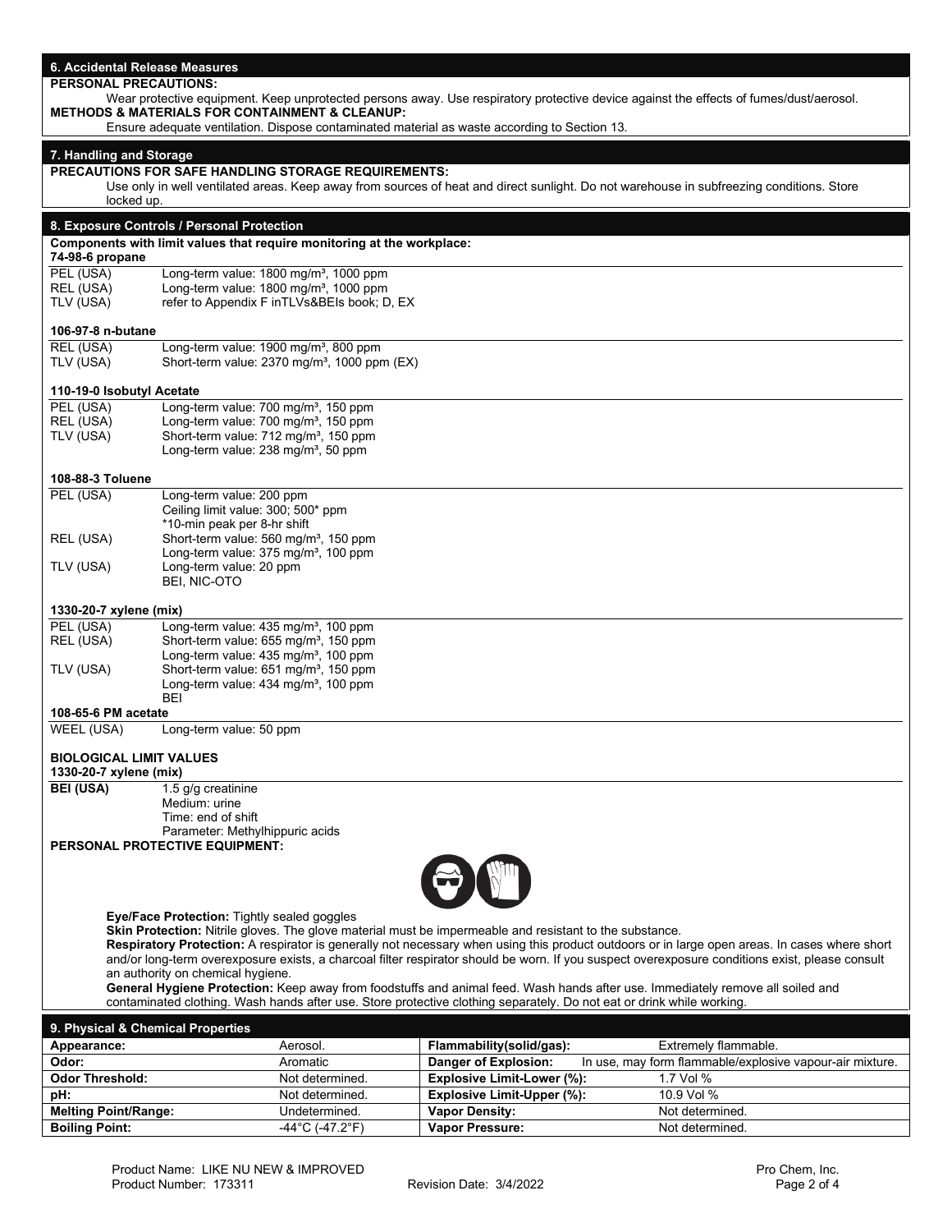## 6. Accidental Release Measures

**PERSONAL PRECAUTIONS:**

Wear protective equipment. Keep unprotected persons away. Use respiratory protective device against the effects of fumes/dust/aerosol.

**METHODS & MATERIALS FOR CONTAINMENT & CLEANUP:**

Ensure adequate ventilation. Dispose contaminated material as waste according to Section 13.

## 7. Handling and Storage

**PRECAUTIONS FOR SAFE HANDLING STORAGE REQUIREMENTS:**

Use only in well ventilated areas. Keep away from sources of heat and direct sunlight. Do not warehouse in subfreezing conditions. Store locked up.

## 8. Exposure Controls / Personal Protection

**Components with limit values that require monitoring at the workplace:**

**74-98-6 propane**

| | |
|---|---|
| PEL (USA) | Long-term value: 1800 mg/m³, 1000 ppm |
| REL (USA) | Long-term value: 1800 mg/m³, 1000 ppm |
| TLV (USA) | refer to Appendix F inTLVs&BEIs book; D, EX |

**106-97-8 n-butane**

| | |
|---|---|
| REL (USA) | Long-term value: 1900 mg/m³, 800 ppm |
| TLV (USA) | Short-term value: 2370 mg/m³, 1000 ppm (EX) |

**110-19-0 Isobutyl Acetate**

| | |
|---|---|
| PEL (USA) | Long-term value: 700 mg/m³, 150 ppm |
| REL (USA) | Long-term value: 700 mg/m³, 150 ppm |
| TLV (USA) | Short-term value: 712 mg/m³, 150 ppm<br>Long-term value: 238 mg/m³, 50 ppm |

**108-88-3 Toluene**

| | |
|---|---|
| PEL (USA) | Long-term value: 200 ppm<br>Ceiling limit value: 300; 500* ppm<br>*10-min peak per 8-hr shift |
| REL (USA) | Short-term value: 560 mg/m³, 150 ppm<br>Long-term value: 375 mg/m³, 100 ppm |
| TLV (USA) | Long-term value: 20 ppm<br>BEI, NIC-OTO |

**1330-20-7 xylene (mix)**

| | |
|---|---|
| PEL (USA) | Long-term value: 435 mg/m³, 100 ppm |
| REL (USA) | Short-term value: 655 mg/m³, 150 ppm<br>Long-term value: 435 mg/m³, 100 ppm |
| TLV (USA) | Short-term value: 651 mg/m³, 150 ppm<br>Long-term value: 434 mg/m³, 100 ppm<br>BEI |

**108-65-6 PM acetate**

| | |
|---|---|
| WEEL (USA) | Long-term value: 50 ppm |

**BIOLOGICAL LIMIT VALUES**

**1330-20-7 xylene (mix)**

| | |
|---|---|
| **BEI (USA)** | 1.5 g/g creatinine<br>Medium: urine<br>Time: end of shift<br>Parameter: Methylhippuric acids |

**PERSONAL PROTECTIVE EQUIPMENT:**

**Eye/Face Protection:** Tightly sealed goggles

**Skin Protection:** Nitrile gloves. The glove material must be impermeable and resistant to the substance.

**Respiratory Protection:** A respirator is generally not necessary when using this product outdoors or in large open areas. In cases where short and/or long-term overexposure exists, a charcoal filter respirator should be worn. If you suspect overexposure conditions exist, please consult an authority on chemical hygiene.

**General Hygiene Protection:** Keep away from foodstuffs and animal feed. Wash hands after use. Immediately remove all soiled and contaminated clothing. Wash hands after use. Store protective clothing separately. Do not eat or drink while working.

## 9. Physical & Chemical Properties

| | | | |
|---|---|---|---|
| **Appearance:** | Aerosol. | **Flammability(solid/gas):** | Extremely flammable. |
| **Odor:** | Aromatic | **Danger of Explosion:** | In use, may form flammable/explosive vapour-air mixture. |
| **Odor Threshold:** | Not determined. | **Explosive Limit-Lower (%):** | 1.7 Vol % |
| **pH:** | Not determined. | **Explosive Limit-Upper (%):** | 10.9 Vol % |
| **Melting Point/Range:** | Undetermined. | **Vapor Density:** | Not determined. |
| **Boiling Point:** | -44°C (-47.2°F) | **Vapor Pressure:** | Not determined. |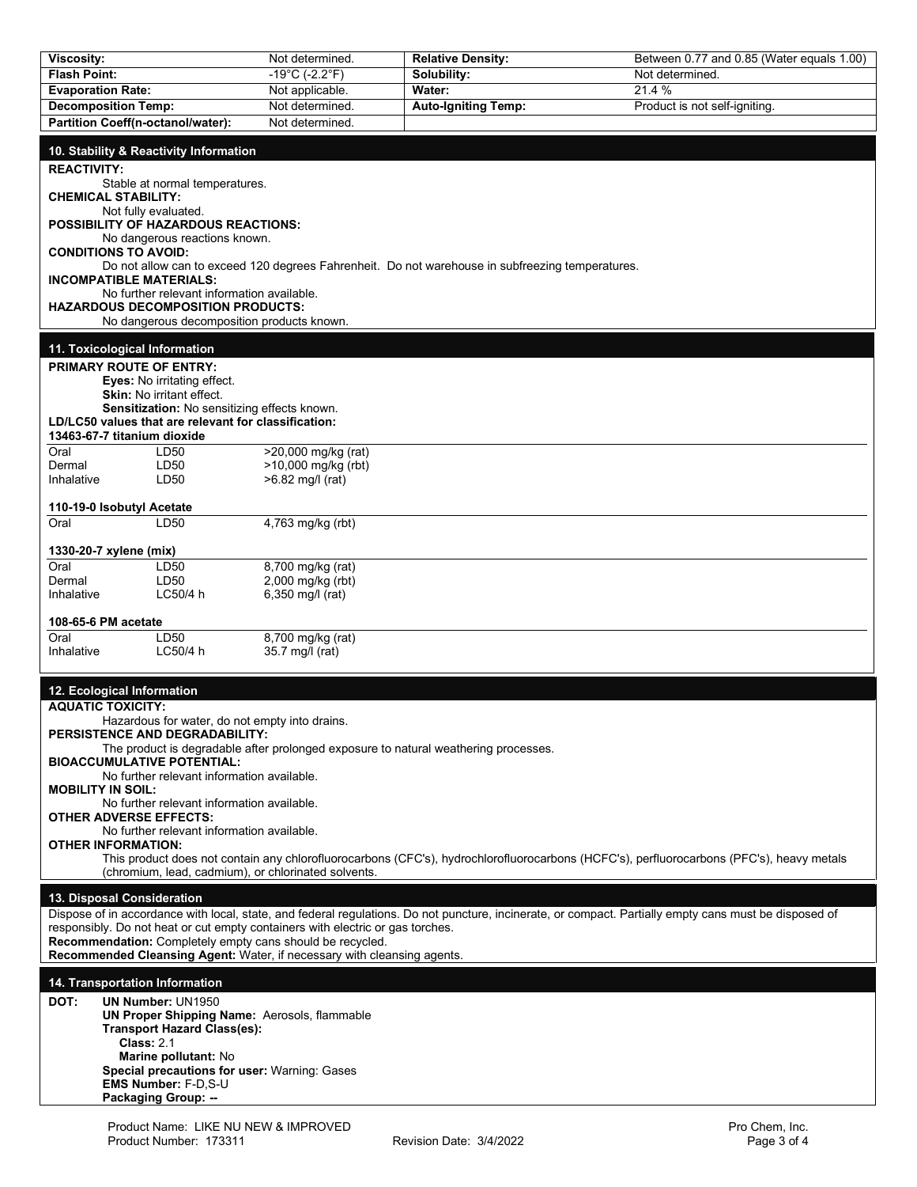| Viscosity: | Not determined. | Relative Density: | Between 0.77 and 0.85 (Water equals 1.00) |
|---|---|---|---|
| Flash Point: | -19°C (-2.2°F) | Solubility: | Not determined. |
| Evaporation Rate: | Not applicable. | Water: | 21.4 % |
| Decomposition Temp: | Not determined. | Auto-Igniting Temp: | Product is not self-igniting. |
| Partition Coeff(n-octanol/water): | Not determined. | | |

## 10. Stability & Reactivity Information

**REACTIVITY:**
Stable at normal temperatures.

**CHEMICAL STABILITY:**
Not fully evaluated.

**POSSIBILITY OF HAZARDOUS REACTIONS:**
No dangerous reactions known.

**CONDITIONS TO AVOID:**
Do not allow can to exceed 120 degrees Fahrenheit. Do not warehouse in subfreezing temperatures.

**INCOMPATIBLE MATERIALS:**
No further relevant information available.

**HAZARDOUS DECOMPOSITION PRODUCTS:**
No dangerous decomposition products known.

## 11. Toxicological Information

**PRIMARY ROUTE OF ENTRY:**

**Eyes:** No irritating effect.
**Skin:** No irritant effect.
**Sensitization:** No sensitizing effects known.

**LD/LC50 values that are relevant for classification:**

**13463-67-7 titanium dioxide**

| | | |
|---|---|---|
| Oral | LD50 | >20,000 mg/kg (rat) |
| Dermal | LD50 | >10,000 mg/kg (rbt) |
| Inhalative | LD50 | >6.82 mg/l (rat) |

**110-19-0 Isobutyl Acetate**

| | | |
|---|---|---|
| Oral | LD50 | 4,763 mg/kg (rbt) |

**1330-20-7 xylene (mix)**

| | | |
|---|---|---|
| Oral | LD50 | 8,700 mg/kg (rat) |
| Dermal | LD50 | 2,000 mg/kg (rbt) |
| Inhalative | LC50/4 h | 6,350 mg/l (rat) |

**108-65-6 PM acetate**

| | | |
|---|---|---|
| Oral | LD50 | 8,700 mg/kg (rat) |
| Inhalative | LC50/4 h | 35.7 mg/l (rat) |

## 12. Ecological Information

**AQUATIC TOXICITY:**
Hazardous for water, do not empty into drains.

**PERSISTENCE AND DEGRADABILITY:**
The product is degradable after prolonged exposure to natural weathering processes.

**BIOACCUMULATIVE POTENTIAL:**
No further relevant information available.

**MOBILITY IN SOIL:**
No further relevant information available.

**OTHER ADVERSE EFFECTS:**
No further relevant information available.

**OTHER INFORMATION:**
This product does not contain any chlorofluorocarbons (CFC's), hydrochlorofluorocarbons (HCFC's), perfluorocarbons (PFC's), heavy metals (chromium, lead, cadmium), or chlorinated solvents.

## 13. Disposal Consideration

Dispose of in accordance with local, state, and federal regulations. Do not puncture, incinerate, or compact. Partially empty cans must be disposed of responsibly. Do not heat or cut empty containers with electric or gas torches.
**Recommendation:** Completely empty cans should be recycled.
**Recommended Cleansing Agent:** Water, if necessary with cleansing agents.

## 14. Transportation Information

**DOT:**
**UN Number:** UN1950
**UN Proper Shipping Name:** Aerosols, flammable
**Transport Hazard Class(es):**
**Class:** 2.1
**Marine pollutant:** No
**Special precautions for user:** Warning: Gases
**EMS Number:** F-D,S-U
**Packaging Group:** --

Product Name: LIKE NU NEW & IMPROVED
Product Number: 173311
Revision Date: 3/4/2022
Pro Chem, Inc.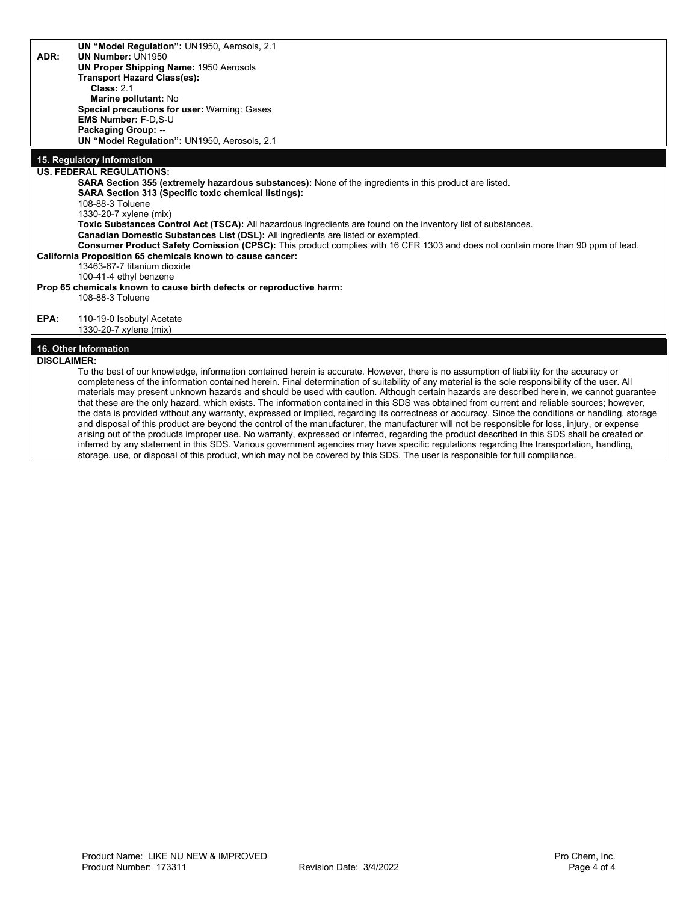**UN "Model Regulation":** UN1950, Aerosols, 2.1

**ADR:**
**UN Number:** UN1950
**UN Proper Shipping Name:** 1950 Aerosols
**Transport Hazard Class(es):**
**Class:** 2.1
**Marine pollutant:** No
**Special precautions for user:** Warning: Gases
**EMS Number:** F-D,S-U
**Packaging Group:** --
**UN "Model Regulation":** UN1950, Aerosols, 2.1

## 15. Regulatory Information

**US. FEDERAL REGULATIONS:**

**SARA Section 355 (extremely hazardous substances):** None of the ingredients in this product are listed.

**SARA Section 313 (Specific toxic chemical listings):**
108-88-3 Toluene
1330-20-7 xylene (mix)

**Toxic Substances Control Act (TSCA):** All hazardous ingredients are found on the inventory list of substances.

**Canadian Domestic Substances List (DSL):** All ingredients are listed or exempted.

**Consumer Product Safety Comission (CPSC):** This product complies with 16 CFR 1303 and does not contain more than 90 ppm of lead.

**California Proposition 65 chemicals known to cause cancer:**
13463-67-7 titanium dioxide
100-41-4 ethyl benzene

**Prop 65 chemicals known to cause birth defects or reproductive harm:**
108-88-3 Toluene

**EPA:**
110-19-0 Isobutyl Acetate
1330-20-7 xylene (mix)

## 16. Other Information

**DISCLAIMER:**

To the best of our knowledge, information contained herein is accurate. However, there is no assumption of liability for the accuracy or completeness of the information contained herein. Final determination of suitability of any material is the sole responsibility of the user. All materials may present unknown hazards and should be used with caution. Although certain hazards are described herein, we cannot guarantee that these are the only hazard, which exists. The information contained in this SDS was obtained from current and reliable sources; however, the data is provided without any warranty, expressed or implied, regarding its correctness or accuracy. Since the conditions or handling, storage and disposal of this product are beyond the control of the manufacturer, the manufacturer will not be responsible for loss, injury, or expense arising out of the products improper use. No warranty, expressed or inferred, regarding the product described in this SDS shall be created or inferred by any statement in this SDS. Various government agencies may have specific regulations regarding the transportation, handling, storage, use, or disposal of this product, which may not be covered by this SDS. The user is responsible for full compliance.